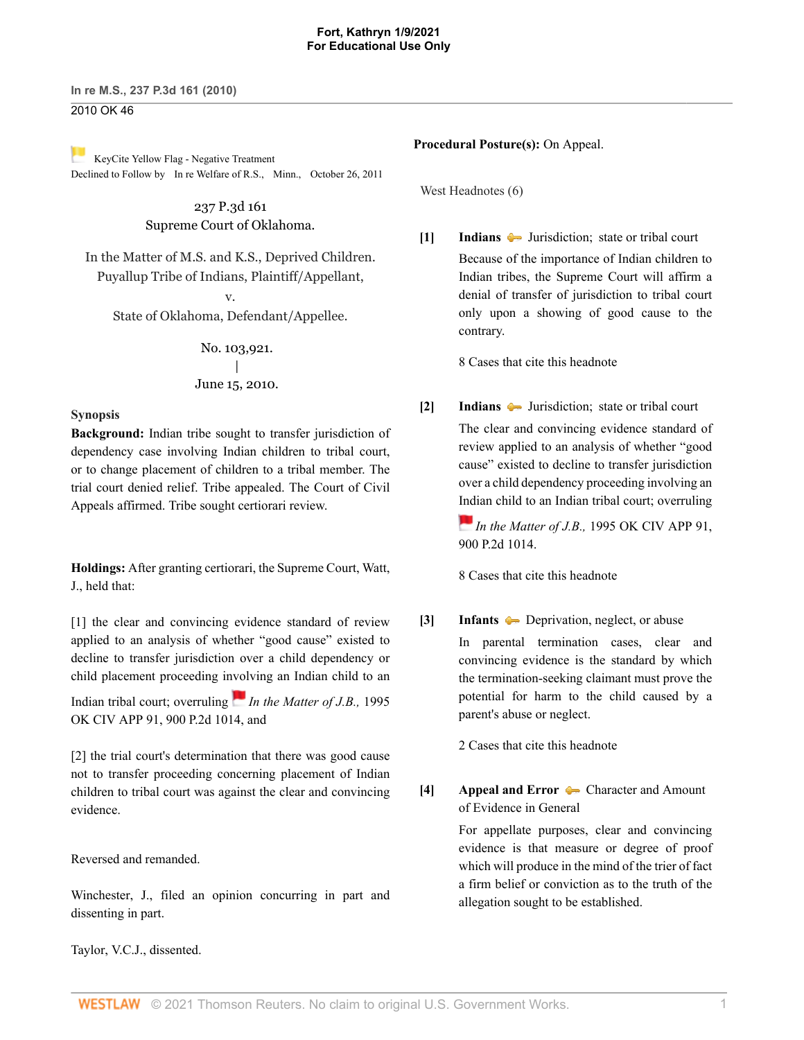In re M.S., 237 P.3d 161 (2010)

2010 OK 46

KeyCite Yellow Flag - Negative Treatment
Declined to Follow by In re Welfare of R.S., Minn., October 26, 2011

237 P.3d 161
Supreme Court of Oklahoma.

In the Matter of M.S. and K.S., Deprived Children.
Puyallup Tribe of Indians, Plaintiff/Appellant,
v.
State of Oklahoma, Defendant/Appellee.

No. 103,921.
|
June 15, 2010.

**Synopsis**

**Background:** Indian tribe sought to transfer jurisdiction of dependency case involving Indian children to tribal court, or to change placement of children to a tribal member. The trial court denied relief. Tribe appealed. The Court of Civil Appeals affirmed. Tribe sought certiorari review.

**Holdings:** After granting certiorari, the Supreme Court, Watt, J., held that:

[1] the clear and convincing evidence standard of review applied to an analysis of whether "good cause" existed to decline to transfer jurisdiction over a child dependency or child placement proceeding involving an Indian child to an Indian tribal court; overruling *In the Matter of J.B.,* 1995 OK CIV APP 91, 900 P.2d 1014, and

[2] the trial court's determination that there was good cause not to transfer proceeding concerning placement of Indian children to tribal court was against the clear and convincing evidence.

Reversed and remanded.

Winchester, J., filed an opinion concurring in part and dissenting in part.

Taylor, V.C.J., dissented.

**Procedural Posture(s):** On Appeal.

West Headnotes (6)

**[1]** **Indians** Jurisdiction; state or tribal court

Because of the importance of Indian children to Indian tribes, the Supreme Court will affirm a denial of transfer of jurisdiction to tribal court only upon a showing of good cause to the contrary.

8 Cases that cite this headnote

**[2]** **Indians** Jurisdiction; state or tribal court

The clear and convincing evidence standard of review applied to an analysis of whether "good cause" existed to decline to transfer jurisdiction over a child dependency proceeding involving an Indian child to an Indian tribal court; overruling *In the Matter of J.B.,* 1995 OK CIV APP 91, 900 P.2d 1014.

8 Cases that cite this headnote

**[3]** **Infants** Deprivation, neglect, or abuse

In parental termination cases, clear and convincing evidence is the standard by which the termination-seeking claimant must prove the potential for harm to the child caused by a parent's abuse or neglect.

2 Cases that cite this headnote

**[4]** **Appeal and Error** Character and Amount of Evidence in General

For appellate purposes, clear and convincing evidence is that measure or degree of proof which will produce in the mind of the trier of fact a firm belief or conviction as to the truth of the allegation sought to be established.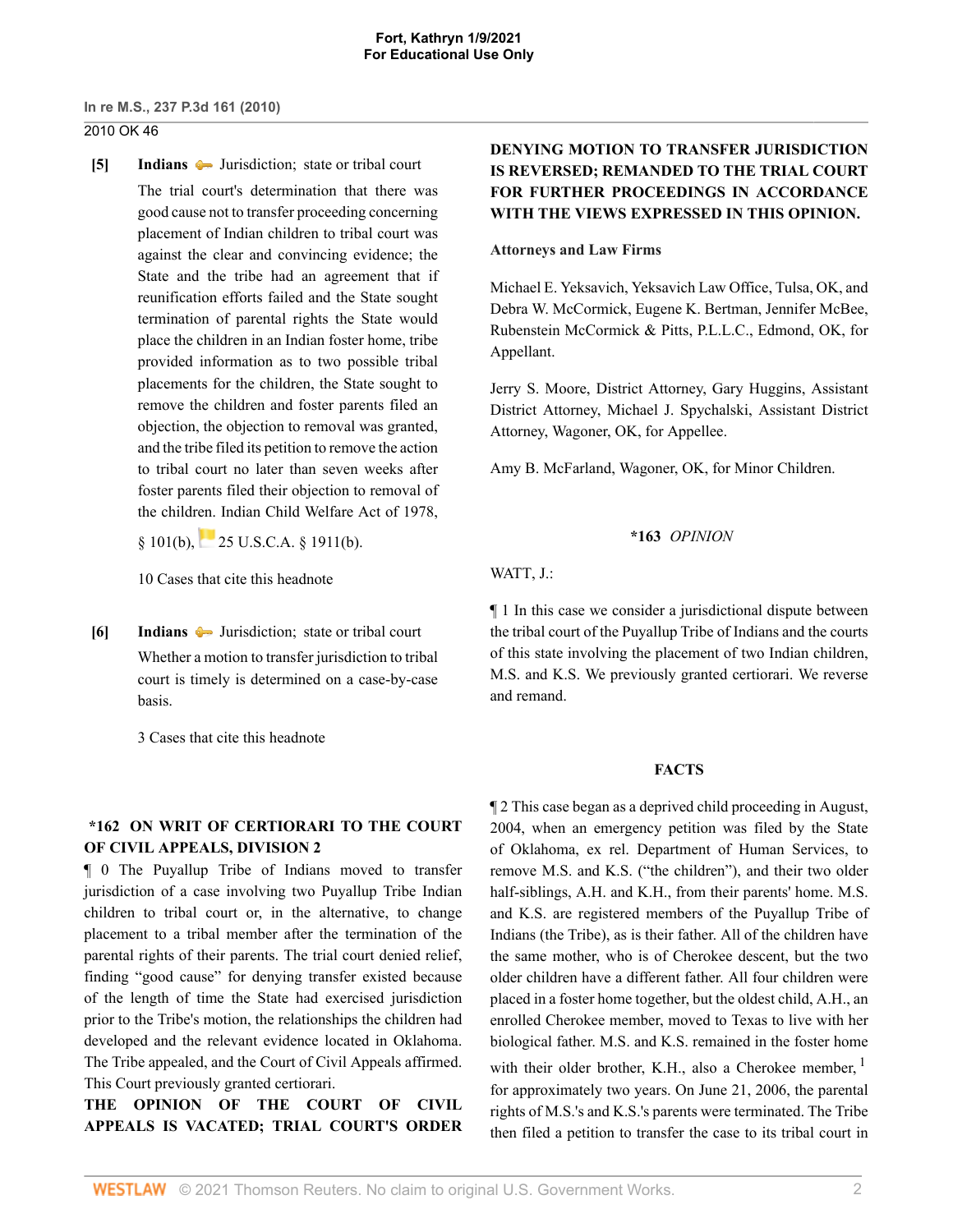**[5]** **Indians** Jurisdiction; state or tribal court

The trial court's determination that there was good cause not to transfer proceeding concerning placement of Indian children to tribal court was against the clear and convincing evidence; the State and the tribe had an agreement that if reunification efforts failed and the State sought termination of parental rights the State would place the children in an Indian foster home, tribe provided information as to two possible tribal placements for the children, the State sought to remove the children and foster parents filed an objection, the objection to removal was granted, and the tribe filed its petition to remove the action to tribal court no later than seven weeks after foster parents filed their objection to removal of the children. Indian Child Welfare Act of 1978, § 101(b), 25 U.S.C.A. § 1911(b).

10 Cases that cite this headnote

**[6]** **Indians** Jurisdiction; state or tribal court

Whether a motion to transfer jurisdiction to tribal court is timely is determined on a case-by-case basis.

3 Cases that cite this headnote

**\*162 ON WRIT OF CERTIORARI TO THE COURT OF CIVIL APPEALS, DIVISION 2**

¶ 0 The Puyallup Tribe of Indians moved to transfer jurisdiction of a case involving two Puyallup Tribe Indian children to tribal court or, in the alternative, to change placement to a tribal member after the termination of the parental rights of their parents. The trial court denied relief, finding "good cause" for denying transfer existed because of the length of time the State had exercised jurisdiction prior to the Tribe's motion, the relationships the children had developed and the relevant evidence located in Oklahoma. The Tribe appealed, and the Court of Civil Appeals affirmed. This Court previously granted certiorari.

**THE OPINION OF THE COURT OF CIVIL APPEALS IS VACATED; TRIAL COURT'S ORDER DENYING MOTION TO TRANSFER JURISDICTION IS REVERSED; REMANDED TO THE TRIAL COURT FOR FURTHER PROCEEDINGS IN ACCORDANCE WITH THE VIEWS EXPRESSED IN THIS OPINION.**

**Attorneys and Law Firms**

Michael E. Yeksavich, Yeksavich Law Office, Tulsa, OK, and Debra W. McCormick, Eugene K. Bertman, Jennifer McBee, Rubenstein McCormick & Pitts, P.L.L.C., Edmond, OK, for Appellant.

Jerry S. Moore, District Attorney, Gary Huggins, Assistant District Attorney, Michael J. Spychalski, Assistant District Attorney, Wagoner, OK, for Appellee.

Amy B. McFarland, Wagoner, OK, for Minor Children.

**\*163** *OPINION*

WATT, J.:

¶ 1 In this case we consider a jurisdictional dispute between the tribal court of the Puyallup Tribe of Indians and the courts of this state involving the placement of two Indian children, M.S. and K.S. We previously granted certiorari. We reverse and remand.

**FACTS**

¶ 2 This case began as a deprived child proceeding in August, 2004, when an emergency petition was filed by the State of Oklahoma, ex rel. Department of Human Services, to remove M.S. and K.S. ("the children"), and their two older half-siblings, A.H. and K.H., from their parents' home. M.S. and K.S. are registered members of the Puyallup Tribe of Indians (the Tribe), as is their father. All of the children have the same mother, who is of Cherokee descent, but the two older children have a different father. All four children were placed in a foster home together, but the oldest child, A.H., an enrolled Cherokee member, moved to Texas to live with her biological father. M.S. and K.S. remained in the foster home with their older brother, K.H., also a Cherokee member,[1] for approximately two years. On June 21, 2006, the parental rights of M.S.'s and K.S.'s parents were terminated. The Tribe then filed a petition to transfer the case to its tribal court in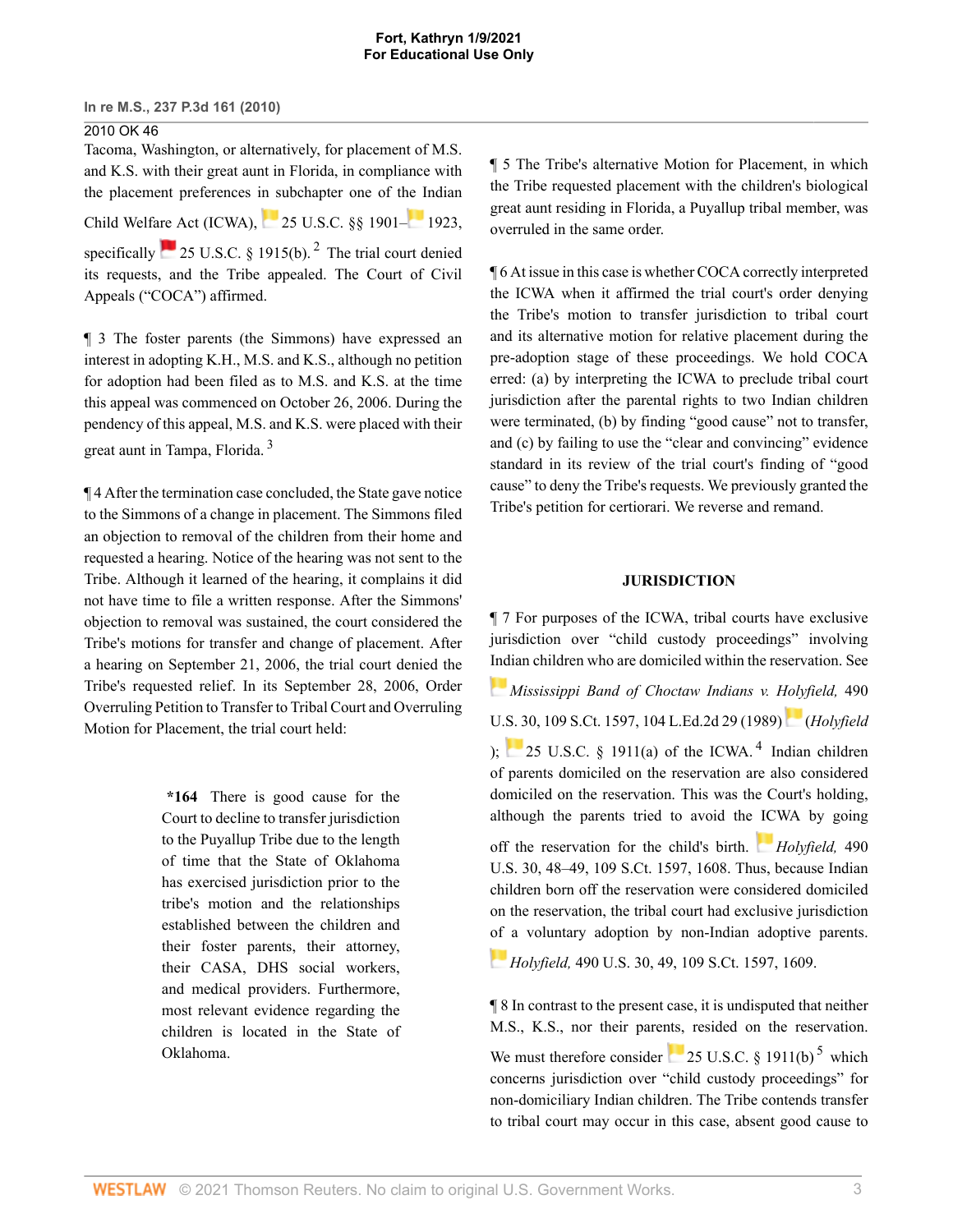Tacoma, Washington, or alternatively, for placement of M.S. and K.S. with their great aunt in Florida, in compliance with the placement preferences in subchapter one of the Indian Child Welfare Act (ICWA), 25 U.S.C. §§ 1901–1923, specifically 25 U.S.C. § 1915(b).[2] The trial court denied its requests, and the Tribe appealed. The Court of Civil Appeals ("COCA") affirmed.

¶ 3 The foster parents (the Simmons) have expressed an interest in adopting K.H., M.S. and K.S., although no petition for adoption had been filed as to M.S. and K.S. at the time this appeal was commenced on October 26, 2006. During the pendency of this appeal, M.S. and K.S. were placed with their great aunt in Tampa, Florida.[3]

¶ 4 After the termination case concluded, the State gave notice to the Simmons of a change in placement. The Simmons filed an objection to removal of the children from their home and requested a hearing. Notice of the hearing was not sent to the Tribe. Although it learned of the hearing, it complains it did not have time to file a written response. After the Simmons' objection to removal was sustained, the court considered the Tribe's motions for transfer and change of placement. After a hearing on September 21, 2006, the trial court denied the Tribe's requested relief. In its September 28, 2006, Order Overruling Petition to Transfer to Tribal Court and Overruling Motion for Placement, the trial court held:

> **\*164** There is good cause for the Court to decline to transfer jurisdiction to the Puyallup Tribe due to the length of time that the State of Oklahoma has exercised jurisdiction prior to the tribe's motion and the relationships established between the children and their foster parents, their attorney, their CASA, DHS social workers, and medical providers. Furthermore, most relevant evidence regarding the children is located in the State of Oklahoma.

¶ 5 The Tribe's alternative Motion for Placement, in which the Tribe requested placement with the children's biological great aunt residing in Florida, a Puyallup tribal member, was overruled in the same order.

¶ 6 At issue in this case is whether COCA correctly interpreted the ICWA when it affirmed the trial court's order denying the Tribe's motion to transfer jurisdiction to tribal court and its alternative motion for relative placement during the pre-adoption stage of these proceedings. We hold COCA erred: (a) by interpreting the ICWA to preclude tribal court jurisdiction after the parental rights to two Indian children were terminated, (b) by finding "good cause" not to transfer, and (c) by failing to use the "clear and convincing" evidence standard in its review of the trial court's finding of "good cause" to deny the Tribe's requests. We previously granted the Tribe's petition for certiorari. We reverse and remand.

## JURISDICTION

¶ 7 For purposes of the ICWA, tribal courts have exclusive jurisdiction over "child custody proceedings" involving Indian children who are domiciled within the reservation. See *Mississippi Band of Choctaw Indians v. Holyfield,* 490 U.S. 30, 109 S.Ct. 1597, 104 L.Ed.2d 29 (1989) (*Holyfield*); 25 U.S.C. § 1911(a) of the ICWA.[4] Indian children of parents domiciled on the reservation are also considered domiciled on the reservation. This was the Court's holding, although the parents tried to avoid the ICWA by going off the reservation for the child's birth. *Holyfield,* 490 U.S. 30, 48–49, 109 S.Ct. 1597, 1608. Thus, because Indian children born off the reservation were considered domiciled on the reservation, the tribal court had exclusive jurisdiction of a voluntary adoption by non-Indian adoptive parents. *Holyfield,* 490 U.S. 30, 49, 109 S.Ct. 1597, 1609.

¶ 8 In contrast to the present case, it is undisputed that neither M.S., K.S., nor their parents, resided on the reservation. We must therefore consider 25 U.S.C. § 1911(b)[5] which concerns jurisdiction over "child custody proceedings" for non-domiciliary Indian children. The Tribe contends transfer to tribal court may occur in this case, absent good cause to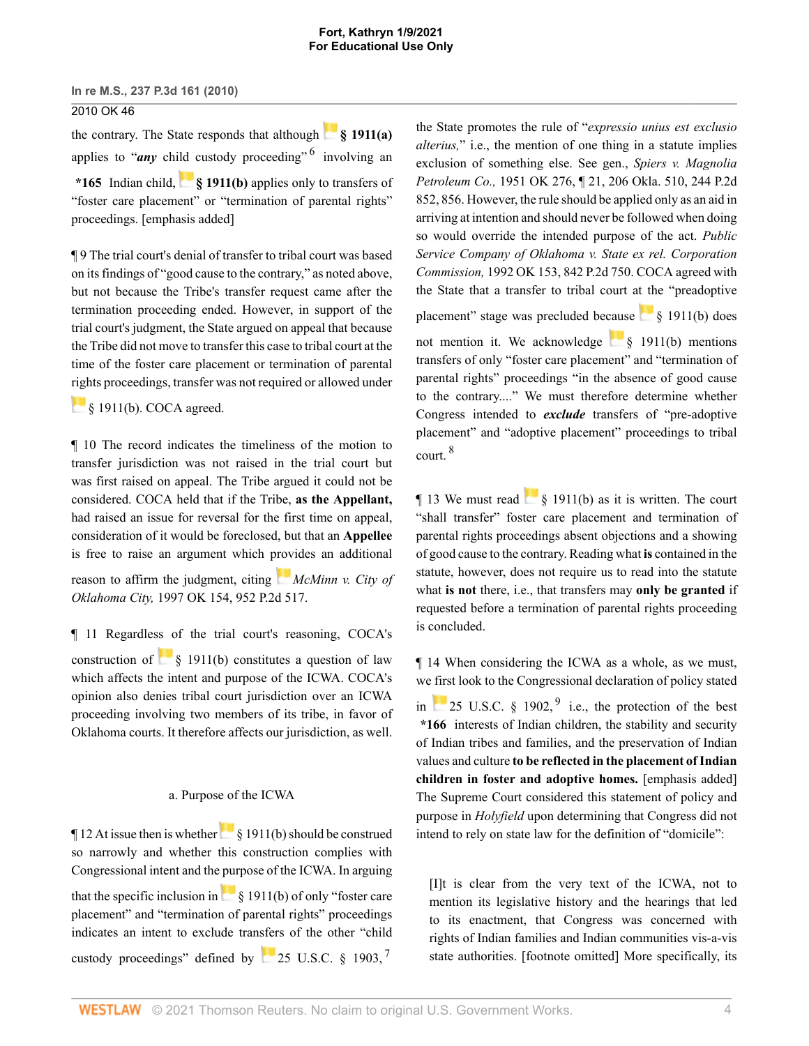the contrary. The State responds that although **§ 1911(a)** applies to "***any*** child custody proceeding" [6] involving an **\*165** Indian child, **§ 1911(b)** applies only to transfers of "foster care placement" or "termination of parental rights" proceedings. [emphasis added]

¶ 9 The trial court's denial of transfer to tribal court was based on its findings of "good cause to the contrary," as noted above, but not because the Tribe's transfer request came after the termination proceeding ended. However, in support of the trial court's judgment, the State argued on appeal that because the Tribe did not move to transfer this case to tribal court at the time of the foster care placement or termination of parental rights proceedings, transfer was not required or allowed under § 1911(b). COCA agreed.

¶ 10 The record indicates the timeliness of the motion to transfer jurisdiction was not raised in the trial court but was first raised on appeal. The Tribe argued it could not be considered. COCA held that if the Tribe, **as the Appellant,** had raised an issue for reversal for the first time on appeal, consideration of it would be foreclosed, but that an **Appellee** is free to raise an argument which provides an additional reason to affirm the judgment, citing *McMinn v. City of Oklahoma City,* 1997 OK 154, 952 P.2d 517.

¶ 11 Regardless of the trial court's reasoning, COCA's construction of § 1911(b) constitutes a question of law which affects the intent and purpose of the ICWA. COCA's opinion also denies tribal court jurisdiction over an ICWA proceeding involving two members of its tribe, in favor of Oklahoma courts. It therefore affects our jurisdiction, as well.

a. Purpose of the ICWA

¶ 12 At issue then is whether § 1911(b) should be construed so narrowly and whether this construction complies with Congressional intent and the purpose of the ICWA. In arguing that the specific inclusion in § 1911(b) of only "foster care placement" and "termination of parental rights" proceedings indicates an intent to exclude transfers of the other "child custody proceedings" defined by 25 U.S.C. § 1903, [7] the State promotes the rule of "*expressio unius est exclusio alterius,*" i.e., the mention of one thing in a statute implies exclusion of something else. See gen., *Spiers v. Magnolia Petroleum Co.,* 1951 OK 276, ¶ 21, 206 Okla. 510, 244 P.2d 852, 856. However, the rule should be applied only as an aid in arriving at intention and should never be followed when doing so would override the intended purpose of the act. *Public Service Company of Oklahoma v. State ex rel. Corporation Commission,* 1992 OK 153, 842 P.2d 750. COCA agreed with the State that a transfer to tribal court at the "preadoptive placement" stage was precluded because § 1911(b) does not mention it. We acknowledge § 1911(b) mentions transfers of only "foster care placement" and "termination of parental rights" proceedings "in the absence of good cause to the contrary...." We must therefore determine whether Congress intended to ***exclude*** transfers of "pre-adoptive placement" and "adoptive placement" proceedings to tribal court. [8]

¶ 13 We must read § 1911(b) as it is written. The court "shall transfer" foster care placement and termination of parental rights proceedings absent objections and a showing of good cause to the contrary. Reading what **is** contained in the statute, however, does not require us to read into the statute what **is not** there, i.e., that transfers may **only be granted** if requested before a termination of parental rights proceeding is concluded.

¶ 14 When considering the ICWA as a whole, as we must, we first look to the Congressional declaration of policy stated in 25 U.S.C. § 1902, [9] i.e., the protection of the best **\*166** interests of Indian children, the stability and security of Indian tribes and families, and the preservation of Indian values and culture **to be reflected in the placement of Indian children in foster and adoptive homes.** [emphasis added] The Supreme Court considered this statement of policy and purpose in *Holyfield* upon determining that Congress did not intend to rely on state law for the definition of "domicile":

> [I]t is clear from the very text of the ICWA, not to mention its legislative history and the hearings that led to its enactment, that Congress was concerned with rights of Indian families and Indian communities vis-a-vis state authorities. [footnote omitted] More specifically, its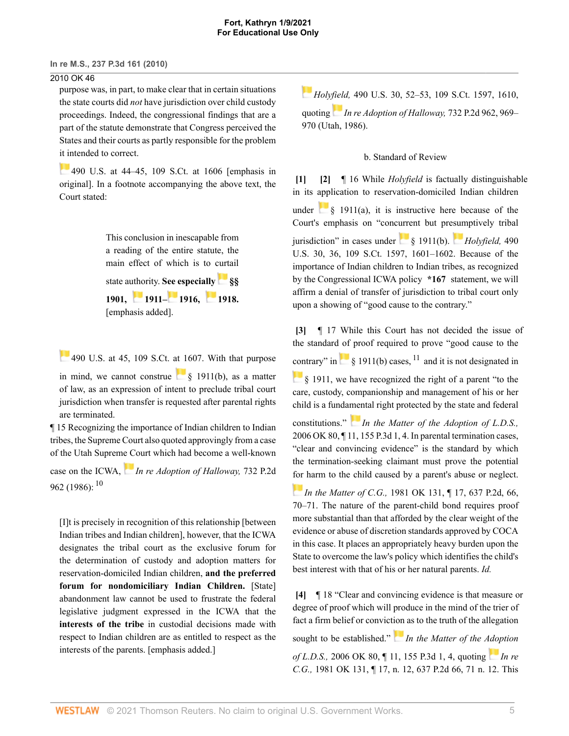purpose was, in part, to make clear that in certain situations the state courts did *not* have jurisdiction over child custody proceedings. Indeed, the congressional findings that are a part of the statute demonstrate that Congress perceived the States and their courts as partly responsible for the problem it intended to correct.

490 U.S. at 44–45, 109 S.Ct. at 1606 [emphasis in original]. In a footnote accompanying the above text, the Court stated:

> This conclusion in inescapable from a reading of the entire statute, the main effect of which is to curtail state authority. **See especially §§ 1901, 1911–1916, 1918.** [emphasis added].

490 U.S. at 45, 109 S.Ct. at 1607. With that purpose in mind, we cannot construe § 1911(b), as a matter of law, as an expression of intent to preclude tribal court jurisdiction when transfer is requested after parental rights are terminated.

¶ 15 Recognizing the importance of Indian children to Indian tribes, the Supreme Court also quoted approvingly from a case of the Utah Supreme Court which had become a well-known case on the ICWA, *In re Adoption of Halloway,* 732 P.2d 962 (1986): [10]

> [I]t is precisely in recognition of this relationship [between Indian tribes and Indian children], however, that the ICWA designates the tribal court as the exclusive forum for the determination of custody and adoption matters for reservation-domiciled Indian children, **and the preferred forum for nondomiciliary Indian Children.** [State] abandonment law cannot be used to frustrate the federal legislative judgment expressed in the ICWA that the **interests of the tribe** in custodial decisions made with respect to Indian children are as entitled to respect as the interests of the parents. [emphasis added.]

*Holyfield,* 490 U.S. 30, 52–53, 109 S.Ct. 1597, 1610, quoting *In re Adoption of Halloway,* 732 P.2d 962, 969–970 (Utah, 1986).

b. Standard of Review

**[1] [2]** ¶ 16 While *Holyfield* is factually distinguishable in its application to reservation-domiciled Indian children under § 1911(a), it is instructive here because of the Court's emphasis on "concurrent but presumptively tribal jurisdiction" in cases under § 1911(b). *Holyfield,* 490 U.S. 30, 36, 109 S.Ct. 1597, 1601–1602. Because of the importance of Indian children to Indian tribes, as recognized by the Congressional ICWA policy **\*167** statement, we will affirm a denial of transfer of jurisdiction to tribal court only upon a showing of "good cause to the contrary."

**[3]** ¶ 17 While this Court has not decided the issue of the standard of proof required to prove "good cause to the contrary" in § 1911(b) cases, [11] and it is not designated in § 1911, we have recognized the right of a parent "to the care, custody, companionship and management of his or her child is a fundamental right protected by the state and federal constitutions." *In the Matter of the Adoption of L.D.S.,* 2006 OK 80, ¶ 11, 155 P.3d 1, 4. In parental termination cases, "clear and convincing evidence" is the standard by which the termination-seeking claimant must prove the potential for harm to the child caused by a parent's abuse or neglect. *In the Matter of C.G.,* 1981 OK 131, ¶ 17, 637 P.2d, 66, 70–71. The nature of the parent-child bond requires proof more substantial than that afforded by the clear weight of the evidence or abuse of discretion standards approved by COCA in this case. It places an appropriately heavy burden upon the State to overcome the law's policy which identifies the child's best interest with that of his or her natural parents. *Id.*

**[4]** ¶ 18 "Clear and convincing evidence is that measure or degree of proof which will produce in the mind of the trier of fact a firm belief or conviction as to the truth of the allegation sought to be established." *In the Matter of the Adoption of L.D.S.,* 2006 OK 80, ¶ 11, 155 P.3d 1, 4, quoting *In re C.G.,* 1981 OK 131, ¶ 17, n. 12, 637 P.2d 66, 71 n. 12. This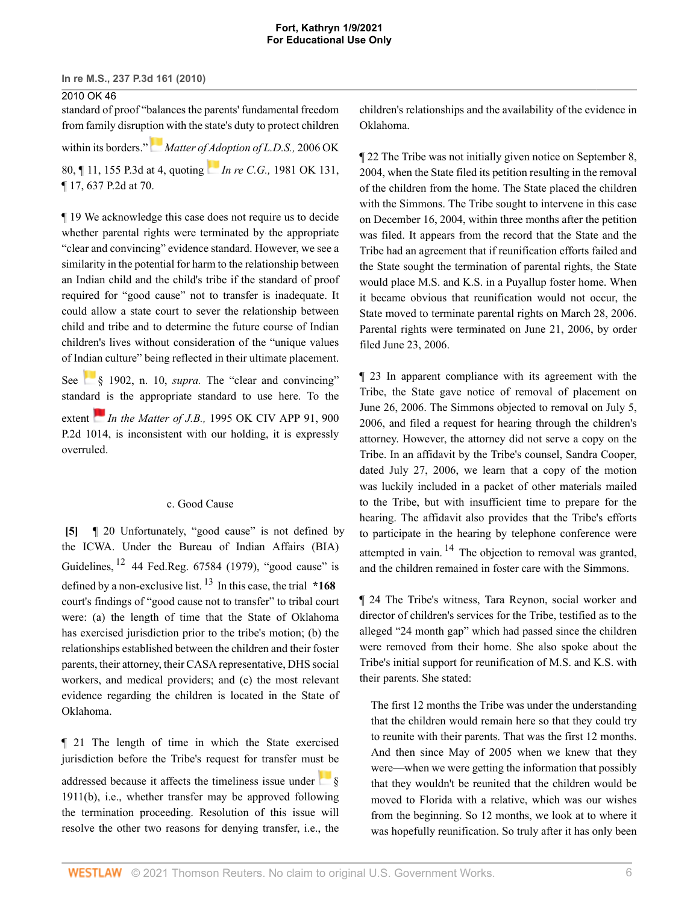standard of proof "balances the parents' fundamental freedom from family disruption with the state's duty to protect children within its borders." *Matter of Adoption of L.D.S.,* 2006 OK 80, ¶ 11, 155 P.3d at 4, quoting *In re C.G.,* 1981 OK 131, ¶ 17, 637 P.2d at 70.

¶ 19 We acknowledge this case does not require us to decide whether parental rights were terminated by the appropriate "clear and convincing" evidence standard. However, we see a similarity in the potential for harm to the relationship between an Indian child and the child's tribe if the standard of proof required for "good cause" not to transfer is inadequate. It could allow a state court to sever the relationship between child and tribe and to determine the future course of Indian children's lives without consideration of the "unique values of Indian culture" being reflected in their ultimate placement. See § 1902, n. 10, *supra.* The "clear and convincing" standard is the appropriate standard to use here. To the extent *In the Matter of J.B.,* 1995 OK CIV APP 91, 900 P.2d 1014, is inconsistent with our holding, it is expressly overruled.

c. Good Cause

**[5]** ¶ 20 Unfortunately, "good cause" is not defined by the ICWA. Under the Bureau of Indian Affairs (BIA) Guidelines,[12] 44 Fed.Reg. 67584 (1979), "good cause" is defined by a non-exclusive list.[13] In this case, the trial **\*168** court's findings of "good cause not to transfer" to tribal court were: (a) the length of time that the State of Oklahoma has exercised jurisdiction prior to the tribe's motion; (b) the relationships established between the children and their foster parents, their attorney, their CASA representative, DHS social workers, and medical providers; and (c) the most relevant evidence regarding the children is located in the State of Oklahoma.

¶ 21 The length of time in which the State exercised jurisdiction before the Tribe's request for transfer must be addressed because it affects the timeliness issue under § 1911(b), i.e., whether transfer may be approved following the termination proceeding. Resolution of this issue will resolve the other two reasons for denying transfer, i.e., the children's relationships and the availability of the evidence in Oklahoma.

¶ 22 The Tribe was not initially given notice on September 8, 2004, when the State filed its petition resulting in the removal of the children from the home. The State placed the children with the Simmons. The Tribe sought to intervene in this case on December 16, 2004, within three months after the petition was filed. It appears from the record that the State and the Tribe had an agreement that if reunification efforts failed and the State sought the termination of parental rights, the State would place M.S. and K.S. in a Puyallup foster home. When it became obvious that reunification would not occur, the State moved to terminate parental rights on March 28, 2006. Parental rights were terminated on June 21, 2006, by order filed June 23, 2006.

¶ 23 In apparent compliance with its agreement with the Tribe, the State gave notice of removal of placement on June 26, 2006. The Simmons objected to removal on July 5, 2006, and filed a request for hearing through the children's attorney. However, the attorney did not serve a copy on the Tribe. In an affidavit by the Tribe's counsel, Sandra Cooper, dated July 27, 2006, we learn that a copy of the motion was luckily included in a packet of other materials mailed to the Tribe, but with insufficient time to prepare for the hearing. The affidavit also provides that the Tribe's efforts to participate in the hearing by telephone conference were attempted in vain.[14] The objection to removal was granted, and the children remained in foster care with the Simmons.

¶ 24 The Tribe's witness, Tara Reynon, social worker and director of children's services for the Tribe, testified as to the alleged "24 month gap" which had passed since the children were removed from their home. She also spoke about the Tribe's initial support for reunification of M.S. and K.S. with their parents. She stated:

> The first 12 months the Tribe was under the understanding that the children would remain here so that they could try to reunite with their parents. That was the first 12 months. And then since May of 2005 when we knew that they were—when we were getting the information that possibly that they wouldn't be reunited that the children would be moved to Florida with a relative, which was our wishes from the beginning. So 12 months, we look at to where it was hopefully reunification. So truly after it has only been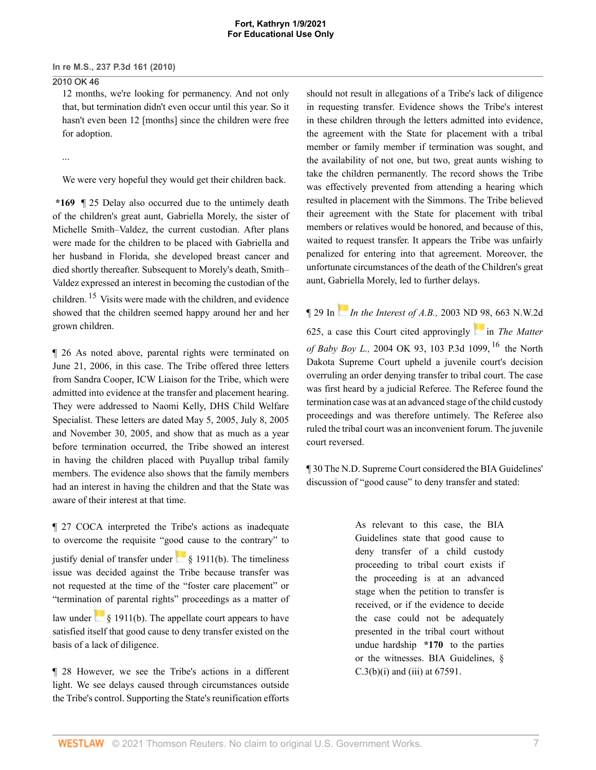12 months, we're looking for permanency. And not only that, but termination didn't even occur until this year. So it hasn't even been 12 [months] since the children were free for adoption.

...

We were very hopeful they would get their children back.

**\*169** ¶ 25 Delay also occurred due to the untimely death of the children's great aunt, Gabriella Morely, the sister of Michelle Smith–Valdez, the current custodian. After plans were made for the children to be placed with Gabriella and her husband in Florida, she developed breast cancer and died shortly thereafter. Subsequent to Morely's death, Smith–Valdez expressed an interest in becoming the custodian of the children.[15] Visits were made with the children, and evidence showed that the children seemed happy around her and her grown children.

¶ 26 As noted above, parental rights were terminated on June 21, 2006, in this case. The Tribe offered three letters from Sandra Cooper, ICW Liaison for the Tribe, which were admitted into evidence at the transfer and placement hearing. They were addressed to Naomi Kelly, DHS Child Welfare Specialist. These letters are dated May 5, 2005, July 8, 2005 and November 30, 2005, and show that as much as a year before termination occurred, the Tribe showed an interest in having the children placed with Puyallup tribal family members. The evidence also shows that the family members had an interest in having the children and that the State was aware of their interest at that time.

¶ 27 COCA interpreted the Tribe's actions as inadequate to overcome the requisite "good cause to the contrary" to justify denial of transfer under § 1911(b). The timeliness issue was decided against the Tribe because transfer was not requested at the time of the "foster care placement" or "termination of parental rights" proceedings as a matter of law under § 1911(b). The appellate court appears to have satisfied itself that good cause to deny transfer existed on the basis of a lack of diligence.

¶ 28 However, we see the Tribe's actions in a different light. We see delays caused through circumstances outside the Tribe's control. Supporting the State's reunification efforts should not result in allegations of a Tribe's lack of diligence in requesting transfer. Evidence shows the Tribe's interest in these children through the letters admitted into evidence, the agreement with the State for placement with a tribal member or family member if termination was sought, and the availability of not one, but two, great aunts wishing to take the children permanently. The record shows the Tribe was effectively prevented from attending a hearing which resulted in placement with the Simmons. The Tribe believed their agreement with the State for placement with tribal members or relatives would be honored, and because of this, waited to request transfer. It appears the Tribe was unfairly penalized for entering into that agreement. Moreover, the unfortunate circumstances of the death of the Children's great aunt, Gabriella Morely, led to further delays.

¶ 29 In *In the Interest of A.B.,* 2003 ND 98, 663 N.W.2d 625, a case this Court cited approvingly in *The Matter of Baby Boy L.,* 2004 OK 93, 103 P.3d 1099,[16] the North Dakota Supreme Court upheld a juvenile court's decision overruling an order denying transfer to tribal court. The case was first heard by a judicial Referee. The Referee found the termination case was at an advanced stage of the child custody proceedings and was therefore untimely. The Referee also ruled the tribal court was an inconvenient forum. The juvenile court reversed.

¶ 30 The N.D. Supreme Court considered the BIA Guidelines' discussion of "good cause" to deny transfer and stated:

> As relevant to this case, the BIA Guidelines state that good cause to deny transfer of a child custody proceeding to tribal court exists if the proceeding is at an advanced stage when the petition to transfer is received, or if the evidence to decide the case could not be adequately presented in the tribal court without undue hardship **\*170** to the parties or the witnesses. BIA Guidelines, § C.3(b)(i) and (iii) at 67591.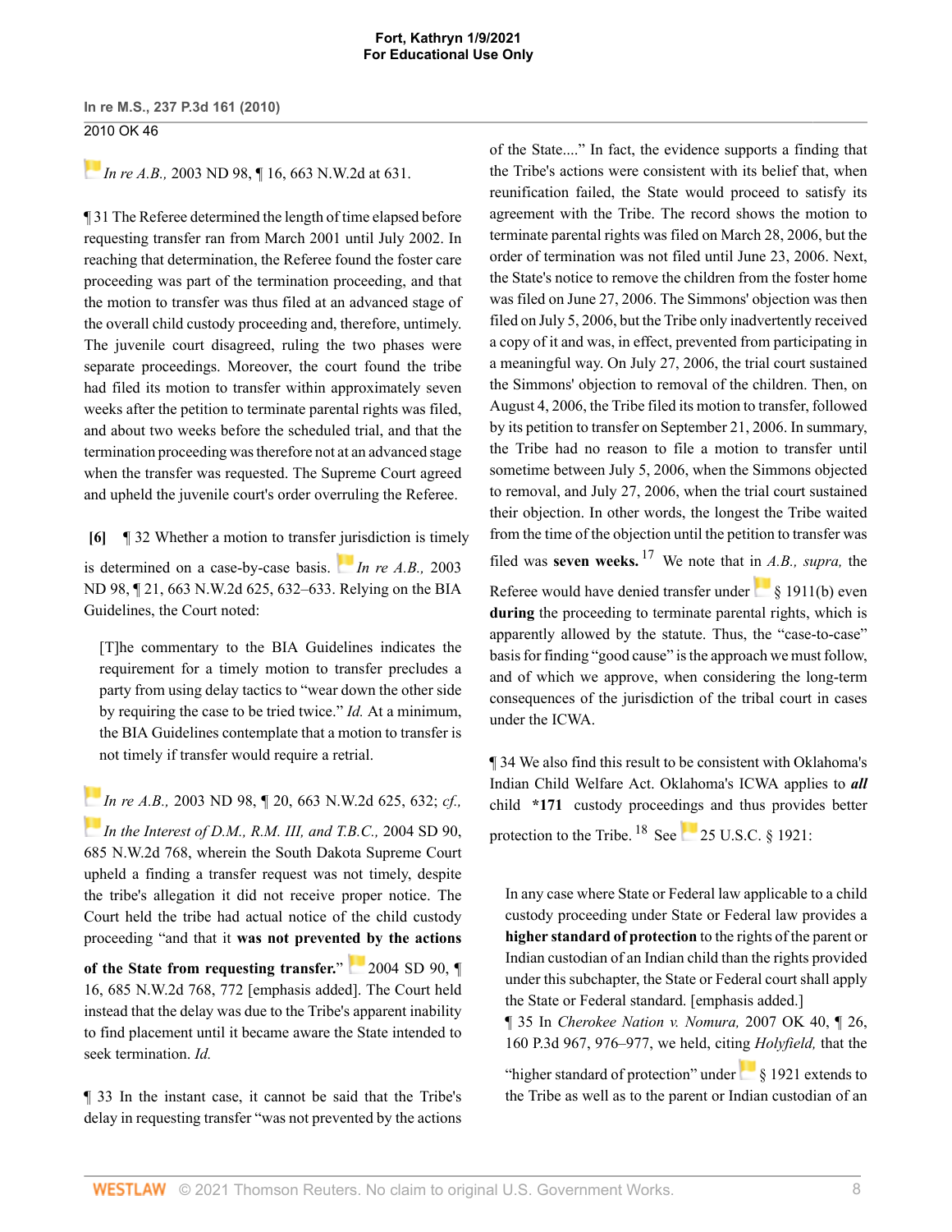*In re A.B.,* 2003 ND 98, ¶ 16, 663 N.W.2d at 631.

¶ 31 The Referee determined the length of time elapsed before requesting transfer ran from March 2001 until July 2002. In reaching that determination, the Referee found the foster care proceeding was part of the termination proceeding, and that the motion to transfer was thus filed at an advanced stage of the overall child custody proceeding and, therefore, untimely. The juvenile court disagreed, ruling the two phases were separate proceedings. Moreover, the court found the tribe had filed its motion to transfer within approximately seven weeks after the petition to terminate parental rights was filed, and about two weeks before the scheduled trial, and that the termination proceeding was therefore not at an advanced stage when the transfer was requested. The Supreme Court agreed and upheld the juvenile court's order overruling the Referee.

**[6]** ¶ 32 Whether a motion to transfer jurisdiction is timely is determined on a case-by-case basis. *In re A.B.,* 2003 ND 98, ¶ 21, 663 N.W.2d 625, 632–633. Relying on the BIA Guidelines, the Court noted:

> [T]he commentary to the BIA Guidelines indicates the requirement for a timely motion to transfer precludes a party from using delay tactics to "wear down the other side by requiring the case to be tried twice." *Id.* At a minimum, the BIA Guidelines contemplate that a motion to transfer is not timely if transfer would require a retrial.

*In re A.B.,* 2003 ND 98, ¶ 20, 663 N.W.2d 625, 632; *cf., In the Interest of D.M., R.M. III, and T.B.C.,* 2004 SD 90, 685 N.W.2d 768, wherein the South Dakota Supreme Court upheld a finding a transfer request was not timely, despite the tribe's allegation it did not receive proper notice. The Court held the tribe had actual notice of the child custody proceeding "and that it **was not prevented by the actions of the State from requesting transfer.**" 2004 SD 90, ¶ 16, 685 N.W.2d 768, 772 [emphasis added]. The Court held instead that the delay was due to the Tribe's apparent inability to find placement until it became aware the State intended to seek termination. *Id.*

¶ 33 In the instant case, it cannot be said that the Tribe's delay in requesting transfer "was not prevented by the actions of the State...." In fact, the evidence supports a finding that the Tribe's actions were consistent with its belief that, when reunification failed, the State would proceed to satisfy its agreement with the Tribe. The record shows the motion to terminate parental rights was filed on March 28, 2006, but the order of termination was not filed until June 23, 2006. Next, the State's notice to remove the children from the foster home was filed on June 27, 2006. The Simmons' objection was then filed on July 5, 2006, but the Tribe only inadvertently received a copy of it and was, in effect, prevented from participating in a meaningful way. On July 27, 2006, the trial court sustained the Simmons' objection to removal of the children. Then, on August 4, 2006, the Tribe filed its motion to transfer, followed by its petition to transfer on September 21, 2006. In summary, the Tribe had no reason to file a motion to transfer until sometime between July 5, 2006, when the Simmons objected to removal, and July 27, 2006, when the trial court sustained their objection. In other words, the longest the Tribe waited from the time of the objection until the petition to transfer was filed was **seven weeks.** [17] We note that in *A.B., supra,* the Referee would have denied transfer under § 1911(b) even **during** the proceeding to terminate parental rights, which is apparently allowed by the statute. Thus, the "case-to-case" basis for finding "good cause" is the approach we must follow, and of which we approve, when considering the long-term consequences of the jurisdiction of the tribal court in cases under the ICWA.

¶ 34 We also find this result to be consistent with Oklahoma's Indian Child Welfare Act. Oklahoma's ICWA applies to ***all*** child **\*171** custody proceedings and thus provides better protection to the Tribe. [18] See 25 U.S.C. § 1921:

> In any case where State or Federal law applicable to a child custody proceeding under State or Federal law provides a **higher standard of protection** to the rights of the parent or Indian custodian of an Indian child than the rights provided under this subchapter, the State or Federal court shall apply the State or Federal standard. [emphasis added.]

¶ 35 In *Cherokee Nation v. Nomura,* 2007 OK 40, ¶ 26, 160 P.3d 967, 976–977, we held, citing *Holyfield,* that the "higher standard of protection" under § 1921 extends to the Tribe as well as to the parent or Indian custodian of an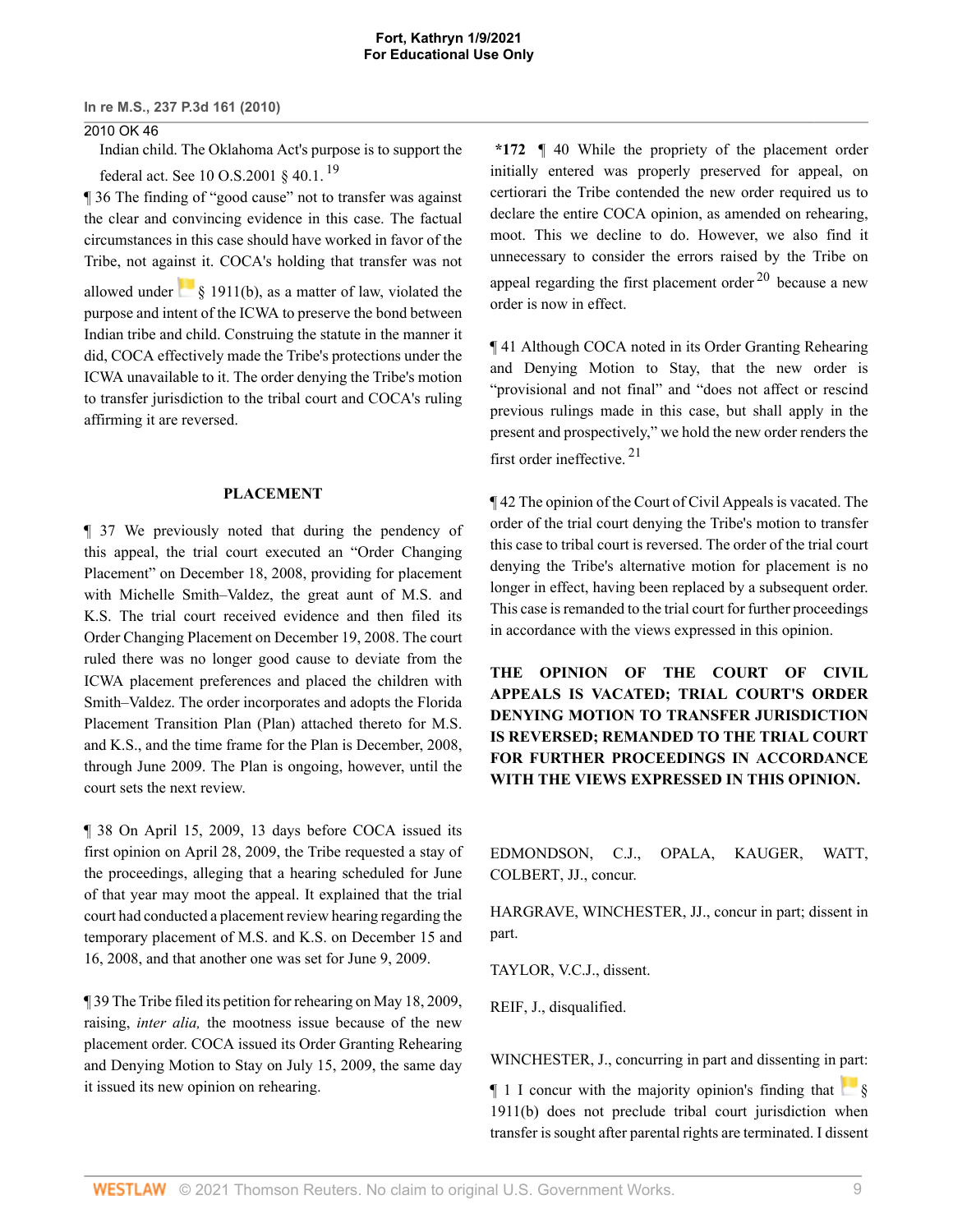Indian child. The Oklahoma Act's purpose is to support the federal act. See 10 O.S.2001 § 40.1.[19]

¶ 36 The finding of "good cause" not to transfer was against the clear and convincing evidence in this case. The factual circumstances in this case should have worked in favor of the Tribe, not against it. COCA's holding that transfer was not allowed under § 1911(b), as a matter of law, violated the purpose and intent of the ICWA to preserve the bond between Indian tribe and child. Construing the statute in the manner it did, COCA effectively made the Tribe's protections under the ICWA unavailable to it. The order denying the Tribe's motion to transfer jurisdiction to the tribal court and COCA's ruling affirming it are reversed.

## PLACEMENT

¶ 37 We previously noted that during the pendency of this appeal, the trial court executed an "Order Changing Placement" on December 18, 2008, providing for placement with Michelle Smith–Valdez, the great aunt of M.S. and K.S. The trial court received evidence and then filed its Order Changing Placement on December 19, 2008. The court ruled there was no longer good cause to deviate from the ICWA placement preferences and placed the children with Smith–Valdez. The order incorporates and adopts the Florida Placement Transition Plan (Plan) attached thereto for M.S. and K.S., and the time frame for the Plan is December, 2008, through June 2009. The Plan is ongoing, however, until the court sets the next review.

¶ 38 On April 15, 2009, 13 days before COCA issued its first opinion on April 28, 2009, the Tribe requested a stay of the proceedings, alleging that a hearing scheduled for June of that year may moot the appeal. It explained that the trial court had conducted a placement review hearing regarding the temporary placement of M.S. and K.S. on December 15 and 16, 2008, and that another one was set for June 9, 2009.

¶ 39 The Tribe filed its petition for rehearing on May 18, 2009, raising, *inter alia,* the mootness issue because of the new placement order. COCA issued its Order Granting Rehearing and Denying Motion to Stay on July 15, 2009, the same day it issued its new opinion on rehearing.

**\*172** ¶ 40 While the propriety of the placement order initially entered was properly preserved for appeal, on certiorari the Tribe contended the new order required us to declare the entire COCA opinion, as amended on rehearing, moot. This we decline to do. However, we also find it unnecessary to consider the errors raised by the Tribe on appeal regarding the first placement order[20] because a new order is now in effect.

¶ 41 Although COCA noted in its Order Granting Rehearing and Denying Motion to Stay, that the new order is "provisional and not final" and "does not affect or rescind previous rulings made in this case, but shall apply in the present and prospectively," we hold the new order renders the first order ineffective.[21]

¶ 42 The opinion of the Court of Civil Appeals is vacated. The order of the trial court denying the Tribe's motion to transfer this case to tribal court is reversed. The order of the trial court denying the Tribe's alternative motion for placement is no longer in effect, having been replaced by a subsequent order. This case is remanded to the trial court for further proceedings in accordance with the views expressed in this opinion.

**THE OPINION OF THE COURT OF CIVIL APPEALS IS VACATED; TRIAL COURT'S ORDER DENYING MOTION TO TRANSFER JURISDICTION IS REVERSED; REMANDED TO THE TRIAL COURT FOR FURTHER PROCEEDINGS IN ACCORDANCE WITH THE VIEWS EXPRESSED IN THIS OPINION.**

EDMONDSON, C.J., OPALA, KAUGER, WATT, COLBERT, JJ., concur.

HARGRAVE, WINCHESTER, JJ., concur in part; dissent in part.

TAYLOR, V.C.J., dissent.

REIF, J., disqualified.

WINCHESTER, J., concurring in part and dissenting in part:

¶ 1 I concur with the majority opinion's finding that § 1911(b) does not preclude tribal court jurisdiction when transfer is sought after parental rights are terminated. I dissent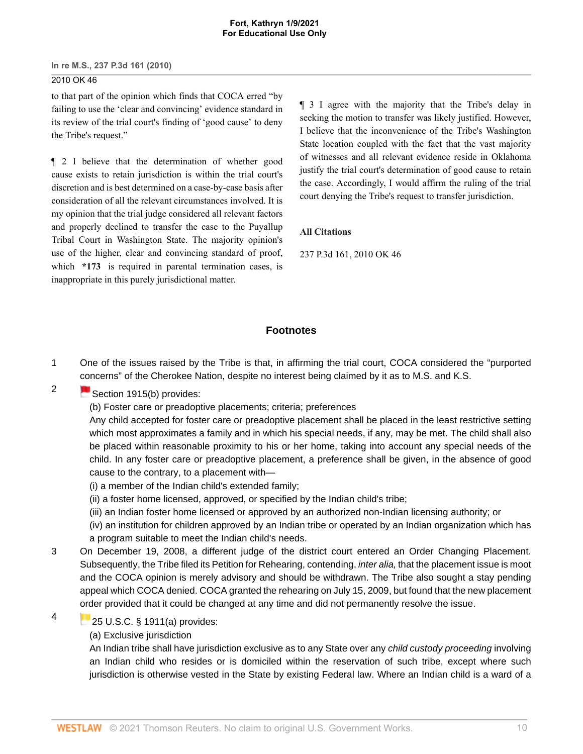to that part of the opinion which finds that COCA erred "by failing to use the 'clear and convincing' evidence standard in its review of the trial court's finding of 'good cause' to deny the Tribe's request."

¶ 2 I believe that the determination of whether good cause exists to retain jurisdiction is within the trial court's discretion and is best determined on a case-by-case basis after consideration of all the relevant circumstances involved. It is my opinion that the trial judge considered all relevant factors and properly declined to transfer the case to the Puyallup Tribal Court in Washington State. The majority opinion's use of the higher, clear and convincing standard of proof, which **\*173** is required in parental termination cases, is inappropriate in this purely jurisdictional matter.

¶ 3 I agree with the majority that the Tribe's delay in seeking the motion to transfer was likely justified. However, I believe that the inconvenience of the Tribe's Washington State location coupled with the fact that the vast majority of witnesses and all relevant evidence reside in Oklahoma justify the trial court's determination of good cause to retain the case. Accordingly, I would affirm the ruling of the trial court denying the Tribe's request to transfer jurisdiction.

**All Citations**

237 P.3d 161, 2010 OK 46

## Footnotes

1. One of the issues raised by the Tribe is that, in affirming the trial court, COCA considered the "purported concerns" of the Cherokee Nation, despite no interest being claimed by it as to M.S. and K.S.

2. Section 1915(b) provides:

   (b) Foster care or preadoptive placements; criteria; preferences

   Any child accepted for foster care or preadoptive placement shall be placed in the least restrictive setting which most approximates a family and in which his special needs, if any, may be met. The child shall also be placed within reasonable proximity to his or her home, taking into account any special needs of the child. In any foster care or preadoptive placement, a preference shall be given, in the absence of good cause to the contrary, to a placement with—

   (i) a member of the Indian child's extended family;

   (ii) a foster home licensed, approved, or specified by the Indian child's tribe;

   (iii) an Indian foster home licensed or approved by an authorized non-Indian licensing authority; or

   (iv) an institution for children approved by an Indian tribe or operated by an Indian organization which has a program suitable to meet the Indian child's needs.

3. On December 19, 2008, a different judge of the district court entered an Order Changing Placement. Subsequently, the Tribe filed its Petition for Rehearing, contending, *inter alia,* that the placement issue is moot and the COCA opinion is merely advisory and should be withdrawn. The Tribe also sought a stay pending appeal which COCA denied. COCA granted the rehearing on July 15, 2009, but found that the new placement order provided that it could be changed at any time and did not permanently resolve the issue.

4. 25 U.S.C. § 1911(a) provides:

   (a) Exclusive jurisdiction

   An Indian tribe shall have jurisdiction exclusive as to any State over any *child custody proceeding* involving an Indian child who resides or is domiciled within the reservation of such tribe, except where such jurisdiction is otherwise vested in the State by existing Federal law. Where an Indian child is a ward of a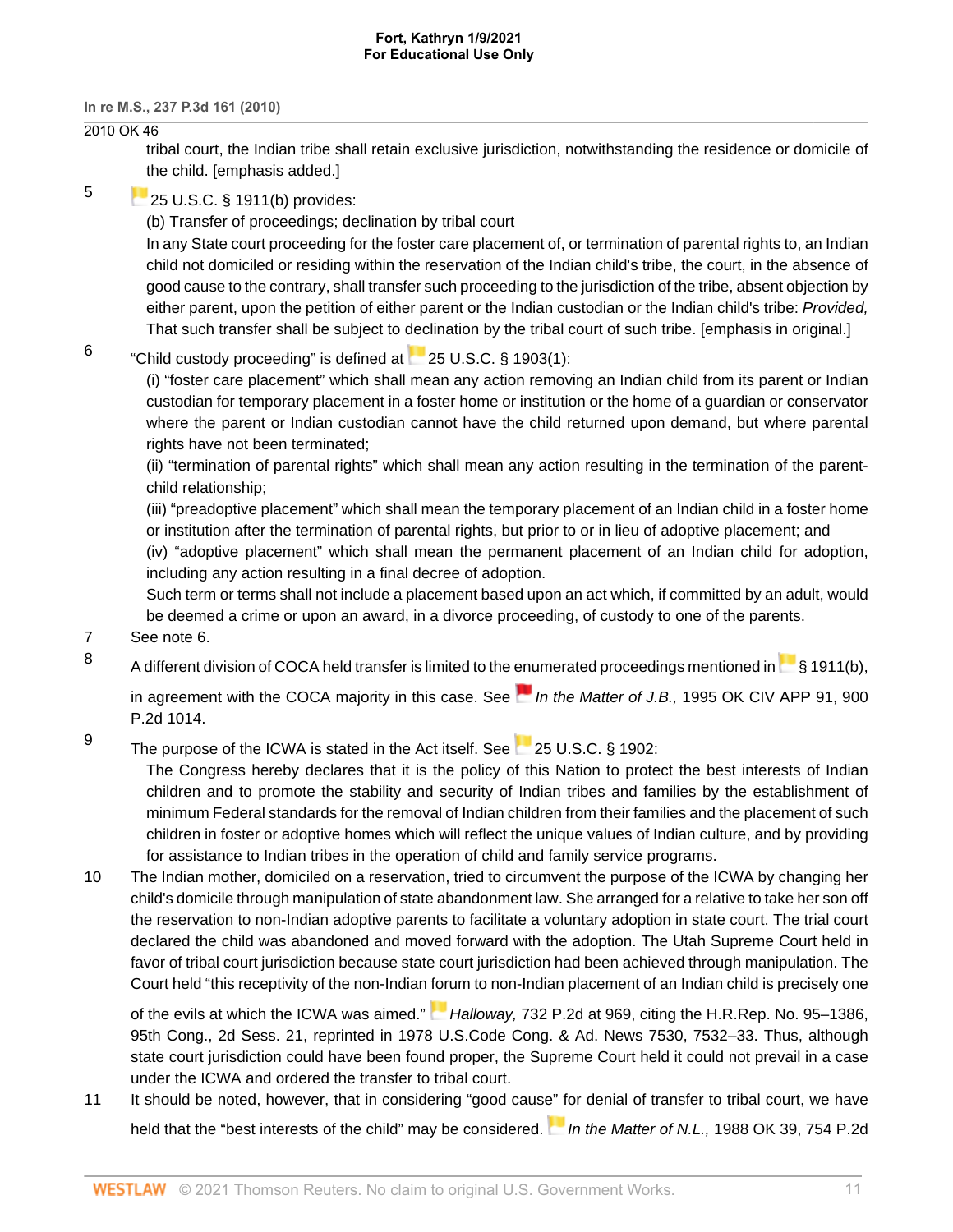tribal court, the Indian tribe shall retain exclusive jurisdiction, notwithstanding the residence or domicile of the child. [emphasis added.]

5 25 U.S.C. § 1911(b) provides:

(b) Transfer of proceedings; declination by tribal court

In any State court proceeding for the foster care placement of, or termination of parental rights to, an Indian child not domiciled or residing within the reservation of the Indian child's tribe, the court, in the absence of good cause to the contrary, shall transfer such proceeding to the jurisdiction of the tribe, absent objection by either parent, upon the petition of either parent or the Indian custodian or the Indian child's tribe: *Provided,* That such transfer shall be subject to declination by the tribal court of such tribe. [emphasis in original.]

6 "Child custody proceeding" is defined at 25 U.S.C. § 1903(1):

(i) "foster care placement" which shall mean any action removing an Indian child from its parent or Indian custodian for temporary placement in a foster home or institution or the home of a guardian or conservator where the parent or Indian custodian cannot have the child returned upon demand, but where parental rights have not been terminated;

(ii) "termination of parental rights" which shall mean any action resulting in the termination of the parent-child relationship;

(iii) "preadoptive placement" which shall mean the temporary placement of an Indian child in a foster home or institution after the termination of parental rights, but prior to or in lieu of adoptive placement; and

(iv) "adoptive placement" which shall mean the permanent placement of an Indian child for adoption, including any action resulting in a final decree of adoption.

Such term or terms shall not include a placement based upon an act which, if committed by an adult, would be deemed a crime or upon an award, in a divorce proceeding, of custody to one of the parents.

7 See note 6.

8 A different division of COCA held transfer is limited to the enumerated proceedings mentioned in § 1911(b), in agreement with the COCA majority in this case. See *In the Matter of J.B.,* 1995 OK CIV APP 91, 900 P.2d 1014.

9 The purpose of the ICWA is stated in the Act itself. See 25 U.S.C. § 1902:

The Congress hereby declares that it is the policy of this Nation to protect the best interests of Indian children and to promote the stability and security of Indian tribes and families by the establishment of minimum Federal standards for the removal of Indian children from their families and the placement of such children in foster or adoptive homes which will reflect the unique values of Indian culture, and by providing for assistance to Indian tribes in the operation of child and family service programs.

10 The Indian mother, domiciled on a reservation, tried to circumvent the purpose of the ICWA by changing her child's domicile through manipulation of state abandonment law. She arranged for a relative to take her son off the reservation to non-Indian adoptive parents to facilitate a voluntary adoption in state court. The trial court declared the child was abandoned and moved forward with the adoption. The Utah Supreme Court held in favor of tribal court jurisdiction because state court jurisdiction had been achieved through manipulation. The Court held "this receptivity of the non-Indian forum to non-Indian placement of an Indian child is precisely one of the evils at which the ICWA was aimed." *Halloway,* 732 P.2d at 969, citing the H.R.Rep. No. 95–1386, 95th Cong., 2d Sess. 21, reprinted in 1978 U.S.Code Cong. & Ad. News 7530, 7532–33. Thus, although state court jurisdiction could have been found proper, the Supreme Court held it could not prevail in a case under the ICWA and ordered the transfer to tribal court.

11 It should be noted, however, that in considering "good cause" for denial of transfer to tribal court, we have held that the "best interests of the child" may be considered. *In the Matter of N.L.,* 1988 OK 39, 754 P.2d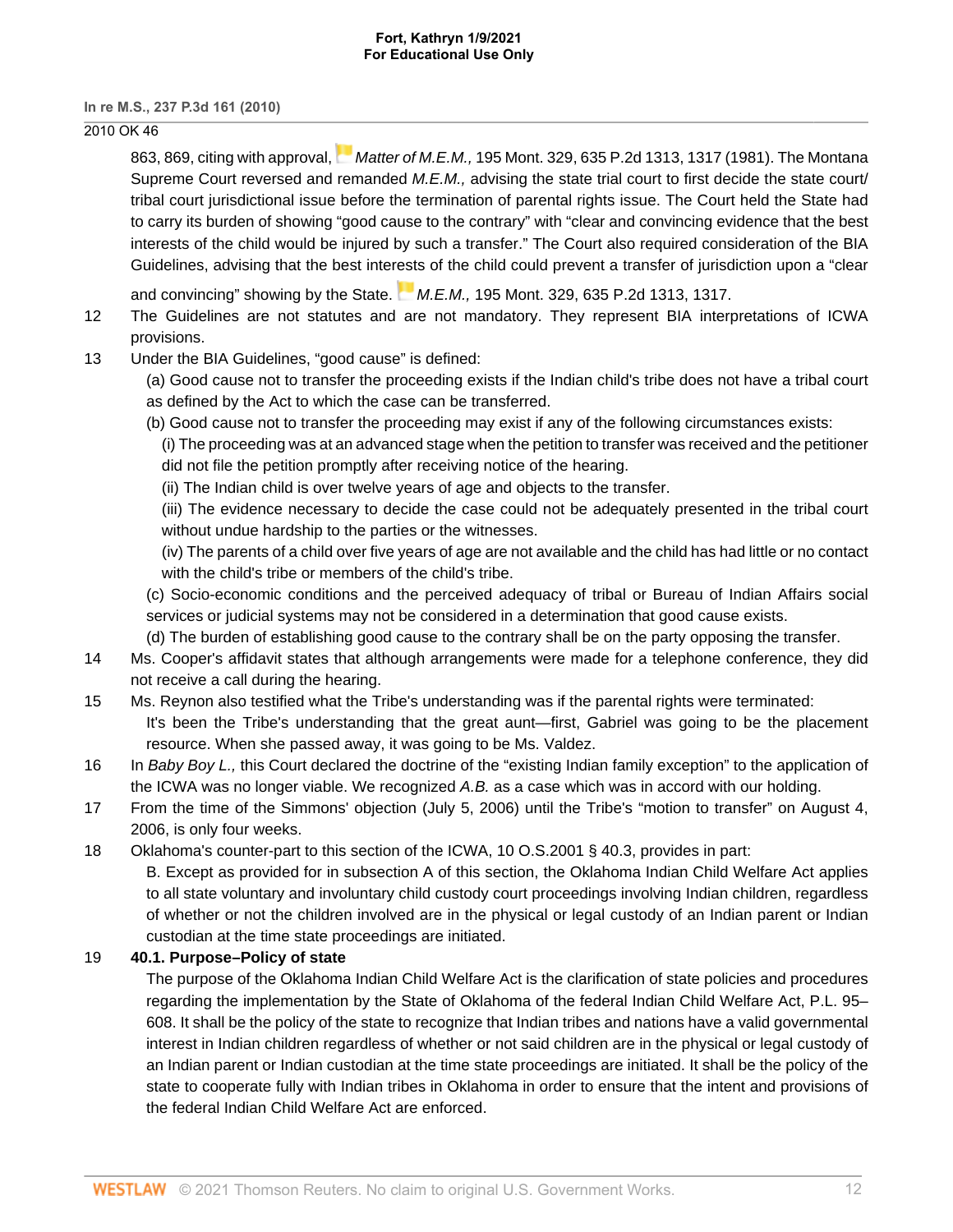863, 869, citing with approval, *Matter of M.E.M.,* 195 Mont. 329, 635 P.2d 1313, 1317 (1981). The Montana Supreme Court reversed and remanded *M.E.M.,* advising the state trial court to first decide the state court/tribal court jurisdictional issue before the termination of parental rights issue. The Court held the State had to carry its burden of showing "good cause to the contrary" with "clear and convincing evidence that the best interests of the child would be injured by such a transfer." The Court also required consideration of the BIA Guidelines, advising that the best interests of the child could prevent a transfer of jurisdiction upon a "clear and convincing" showing by the State. *M.E.M.,* 195 Mont. 329, 635 P.2d 1313, 1317.

12 The Guidelines are not statutes and are not mandatory. They represent BIA interpretations of ICWA provisions.

13 Under the BIA Guidelines, "good cause" is defined:

> (a) Good cause not to transfer the proceeding exists if the Indian child's tribe does not have a tribal court as defined by the Act to which the case can be transferred.
>
> (b) Good cause not to transfer the proceeding may exist if any of the following circumstances exists:
>
> (i) The proceeding was at an advanced stage when the petition to transfer was received and the petitioner did not file the petition promptly after receiving notice of the hearing.
>
> (ii) The Indian child is over twelve years of age and objects to the transfer.
>
> (iii) The evidence necessary to decide the case could not be adequately presented in the tribal court without undue hardship to the parties or the witnesses.
>
> (iv) The parents of a child over five years of age are not available and the child has had little or no contact with the child's tribe or members of the child's tribe.
>
> (c) Socio-economic conditions and the perceived adequacy of tribal or Bureau of Indian Affairs social services or judicial systems may not be considered in a determination that good cause exists.
>
> (d) The burden of establishing good cause to the contrary shall be on the party opposing the transfer.

14 Ms. Cooper's affidavit states that although arrangements were made for a telephone conference, they did not receive a call during the hearing.

15 Ms. Reynon also testified what the Tribe's understanding was if the parental rights were terminated:

> It's been the Tribe's understanding that the great aunt—first, Gabriel was going to be the placement resource. When she passed away, it was going to be Ms. Valdez.

16 In *Baby Boy L.,* this Court declared the doctrine of the "existing Indian family exception" to the application of the ICWA was no longer viable. We recognized *A.B.* as a case which was in accord with our holding.

17 From the time of the Simmons' objection (July 5, 2006) until the Tribe's "motion to transfer" on August 4, 2006, is only four weeks.

18 Oklahoma's counter-part to this section of the ICWA, 10 O.S.2001 § 40.3, provides in part:

> B. Except as provided for in subsection A of this section, the Oklahoma Indian Child Welfare Act applies to all state voluntary and involuntary child custody court proceedings involving Indian children, regardless of whether or not the children involved are in the physical or legal custody of an Indian parent or Indian custodian at the time state proceedings are initiated.

19 **40.1. Purpose–Policy of state**

> The purpose of the Oklahoma Indian Child Welfare Act is the clarification of state policies and procedures regarding the implementation by the State of Oklahoma of the federal Indian Child Welfare Act, P.L. 95–608. It shall be the policy of the state to recognize that Indian tribes and nations have a valid governmental interest in Indian children regardless of whether or not said children are in the physical or legal custody of an Indian parent or Indian custodian at the time state proceedings are initiated. It shall be the policy of the state to cooperate fully with Indian tribes in Oklahoma in order to ensure that the intent and provisions of the federal Indian Child Welfare Act are enforced.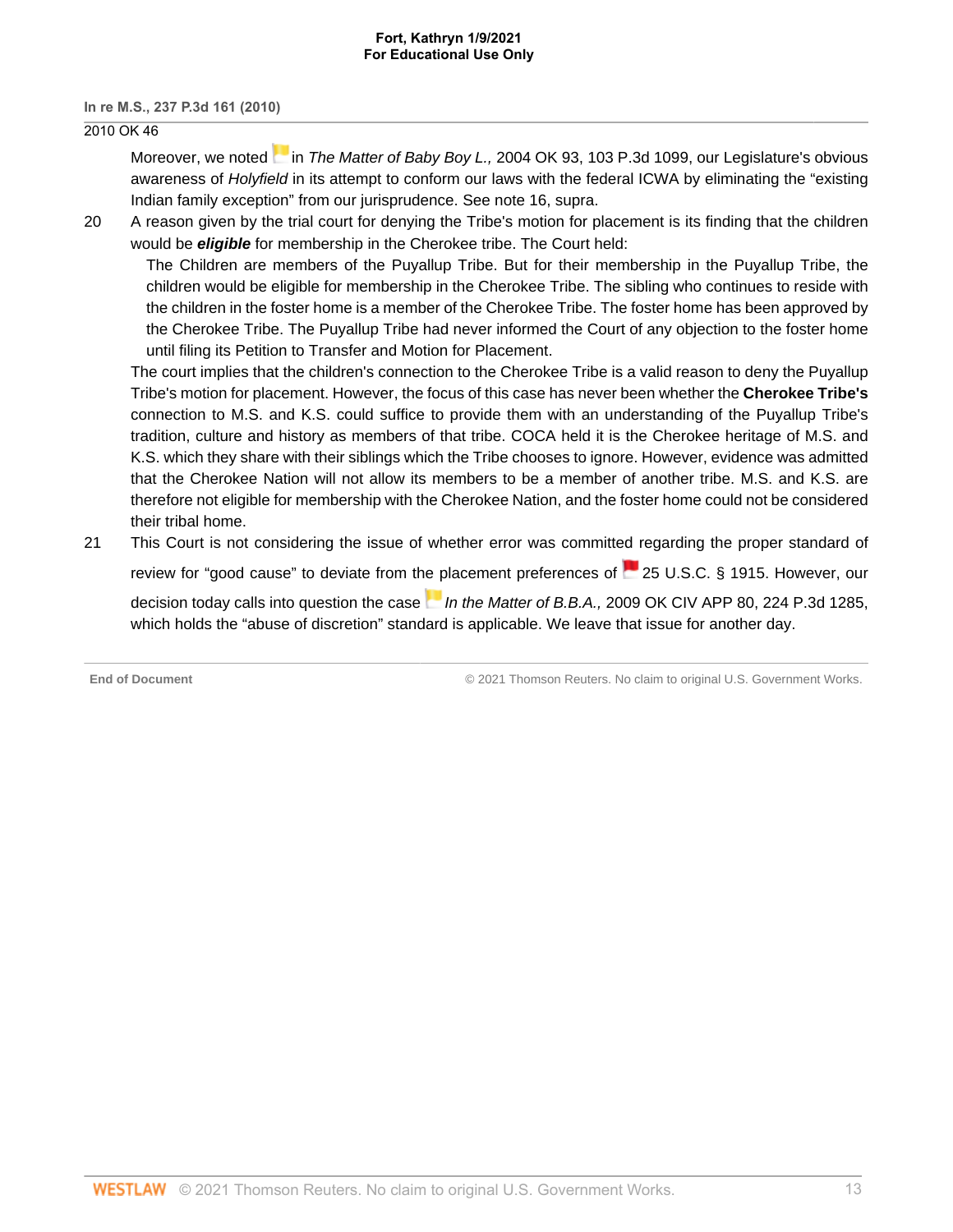Moreover, we noted in *The Matter of Baby Boy L.,* 2004 OK 93, 103 P.3d 1099, our Legislature's obvious awareness of *Holyfield* in its attempt to conform our laws with the federal ICWA by eliminating the "existing Indian family exception" from our jurisprudence. See note 16, supra.

20 A reason given by the trial court for denying the Tribe's motion for placement is its finding that the children would be ***eligible*** for membership in the Cherokee tribe. The Court held:

> The Children are members of the Puyallup Tribe. But for their membership in the Puyallup Tribe, the children would be eligible for membership in the Cherokee Tribe. The sibling who continues to reside with the children in the foster home is a member of the Cherokee Tribe. The foster home has been approved by the Cherokee Tribe. The Puyallup Tribe had never informed the Court of any objection to the foster home until filing its Petition to Transfer and Motion for Placement.

The court implies that the children's connection to the Cherokee Tribe is a valid reason to deny the Puyallup Tribe's motion for placement. However, the focus of this case has never been whether the **Cherokee Tribe's** connection to M.S. and K.S. could suffice to provide them with an understanding of the Puyallup Tribe's tradition, culture and history as members of that tribe. COCA held it is the Cherokee heritage of M.S. and K.S. which they share with their siblings which the Tribe chooses to ignore. However, evidence was admitted that the Cherokee Nation will not allow its members to be a member of another tribe. M.S. and K.S. are therefore not eligible for membership with the Cherokee Nation, and the foster home could not be considered their tribal home.

21 This Court is not considering the issue of whether error was committed regarding the proper standard of review for "good cause" to deviate from the placement preferences of 25 U.S.C. § 1915. However, our decision today calls into question the case *In the Matter of B.B.A.,* 2009 OK CIV APP 80, 224 P.3d 1285, which holds the "abuse of discretion" standard is applicable. We leave that issue for another day.

**End of Document** © 2021 Thomson Reuters. No claim to original U.S. Government Works.